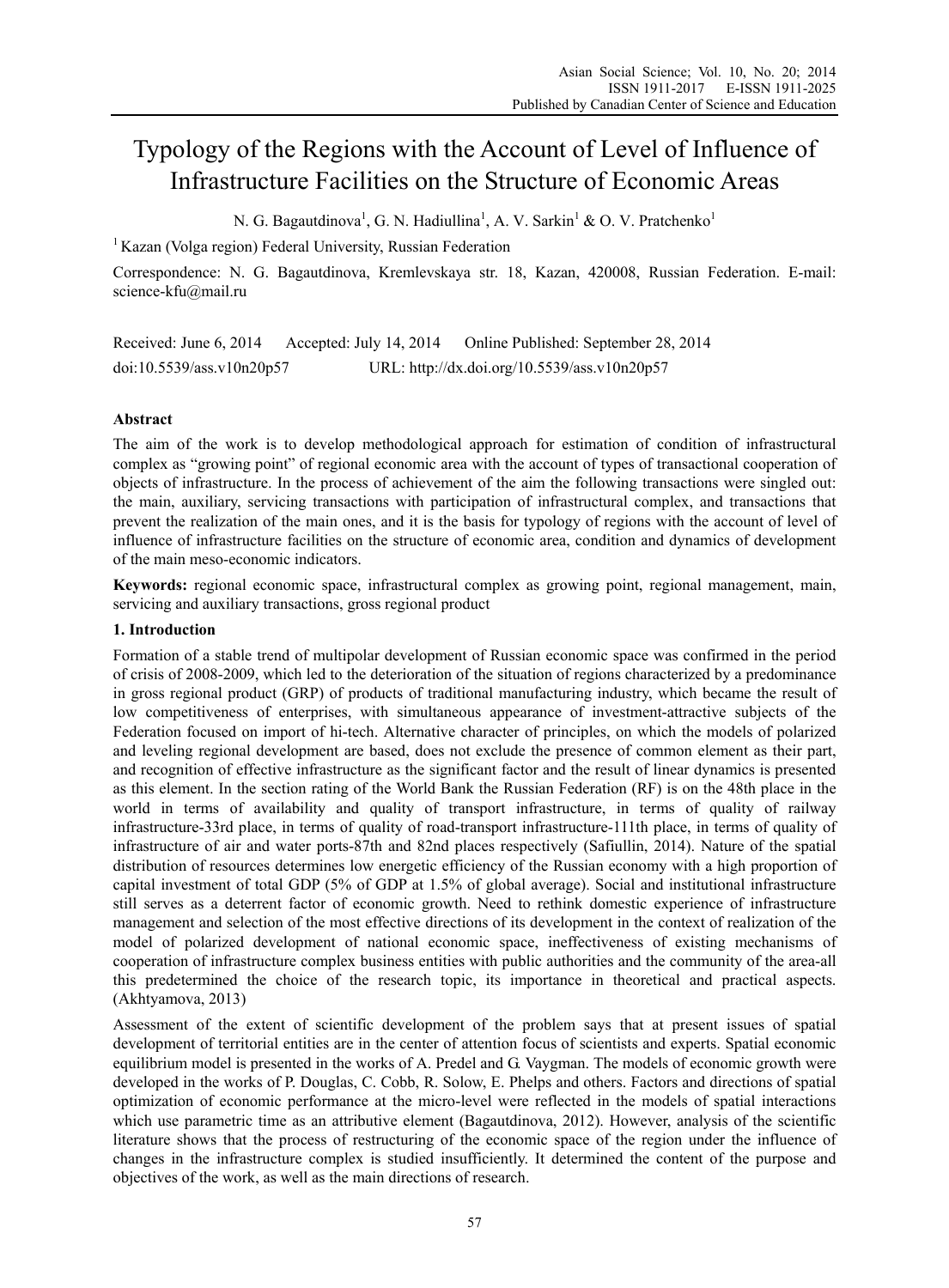# Typology of the Regions with the Account of Level of Influence of Infrastructure Facilities on the Structure of Economic Areas

N. G. Bagautdinova[1], G. N. Hadiullina[1], A. V. Sarkin[1] & O. V. Pratchenko[1]

[1] Kazan (Volga region) Federal University, Russian Federation

Correspondence: N. G. Bagautdinova, Kremlevskaya str. 18, Kazan, 420008, Russian Federation. E-mail: science-kfu@mail.ru

Received: June 6, 2014 Accepted: July 14, 2014 Online Published: September 28, 2014

doi:10.5539/ass.v10n20p57 URL: http://dx.doi.org/10.5539/ass.v10n20p57

## Abstract

The aim of the work is to develop methodological approach for estimation of condition of infrastructural complex as "growing point" of regional economic area with the account of types of transactional cooperation of objects of infrastructure. In the process of achievement of the aim the following transactions were singled out: the main, auxiliary, servicing transactions with participation of infrastructural complex, and transactions that prevent the realization of the main ones, and it is the basis for typology of regions with the account of level of influence of infrastructure facilities on the structure of economic area, condition and dynamics of development of the main meso-economic indicators.

**Keywords:** regional economic space, infrastructural complex as growing point, regional management, main, servicing and auxiliary transactions, gross regional product

## 1. Introduction

Formation of a stable trend of multipolar development of Russian economic space was confirmed in the period of crisis of 2008-2009, which led to the deterioration of the situation of regions characterized by a predominance in gross regional product (GRP) of products of traditional manufacturing industry, which became the result of low competitiveness of enterprises, with simultaneous appearance of investment-attractive subjects of the Federation focused on import of hi-tech. Alternative character of principles, on which the models of polarized and leveling regional development are based, does not exclude the presence of common element as their part, and recognition of effective infrastructure as the significant factor and the result of linear dynamics is presented as this element. In the section rating of the World Bank the Russian Federation (RF) is on the 48th place in the world in terms of availability and quality of transport infrastructure, in terms of quality of railway infrastructure-33rd place, in terms of quality of road-transport infrastructure-111th place, in terms of quality of infrastructure of air and water ports-87th and 82nd places respectively (Safiullin, 2014). Nature of the spatial distribution of resources determines low energetic efficiency of the Russian economy with a high proportion of capital investment of total GDP (5% of GDP at 1.5% of global average). Social and institutional infrastructure still serves as a deterrent factor of economic growth. Need to rethink domestic experience of infrastructure management and selection of the most effective directions of its development in the context of realization of the model of polarized development of national economic space, ineffectiveness of existing mechanisms of cooperation of infrastructure complex business entities with public authorities and the community of the area-all this predetermined the choice of the research topic, its importance in theoretical and practical aspects. (Akhtyamova, 2013)

Assessment of the extent of scientific development of the problem says that at present issues of spatial development of territorial entities are in the center of attention focus of scientists and experts. Spatial economic equilibrium model is presented in the works of A. Predel and G. Vaygman. The models of economic growth were developed in the works of P. Douglas, C. Cobb, R. Solow, E. Phelps and others. Factors and directions of spatial optimization of economic performance at the micro-level were reflected in the models of spatial interactions which use parametric time as an attributive element (Bagautdinova, 2012). However, analysis of the scientific literature shows that the process of restructuring of the economic space of the region under the influence of changes in the infrastructure complex is studied insufficiently. It determined the content of the purpose and objectives of the work, as well as the main directions of research.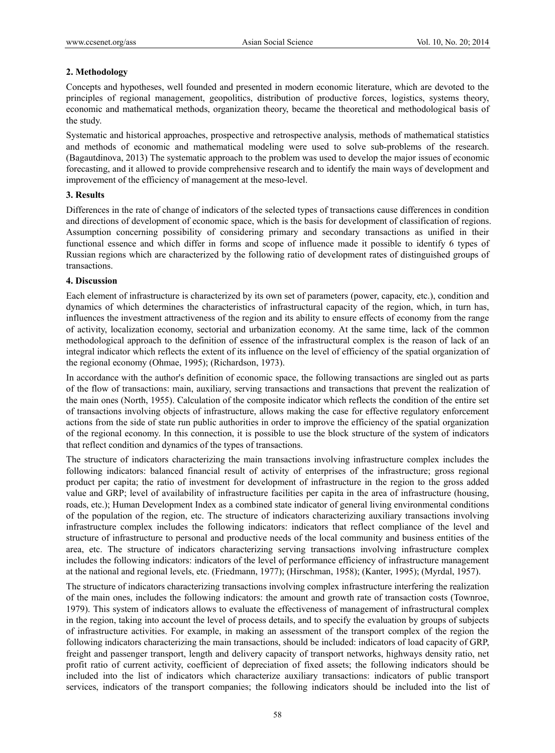## 2. Methodology

Concepts and hypotheses, well founded and presented in modern economic literature, which are devoted to the principles of regional management, geopolitics, distribution of productive forces, logistics, systems theory, economic and mathematical methods, organization theory, became the theoretical and methodological basis of the study.

Systematic and historical approaches, prospective and retrospective analysis, methods of mathematical statistics and methods of economic and mathematical modeling were used to solve sub-problems of the research. (Bagautdinova, 2013) The systematic approach to the problem was used to develop the major issues of economic forecasting, and it allowed to provide comprehensive research and to identify the main ways of development and improvement of the efficiency of management at the meso-level.

## 3. Results

Differences in the rate of change of indicators of the selected types of transactions cause differences in condition and directions of development of economic space, which is the basis for development of classification of regions. Assumption concerning possibility of considering primary and secondary transactions as unified in their functional essence and which differ in forms and scope of influence made it possible to identify 6 types of Russian regions which are characterized by the following ratio of development rates of distinguished groups of transactions.

## 4. Discussion

Each element of infrastructure is characterized by its own set of parameters (power, capacity, etc.), condition and dynamics of which determines the characteristics of infrastructural capacity of the region, which, in turn has, influences the investment attractiveness of the region and its ability to ensure effects of economy from the range of activity, localization economy, sectorial and urbanization economy. At the same time, lack of the common methodological approach to the definition of essence of the infrastructural complex is the reason of lack of an integral indicator which reflects the extent of its influence on the level of efficiency of the spatial organization of the regional economy (Ohmae, 1995); (Richardson, 1973).

In accordance with the author's definition of economic space, the following transactions are singled out as parts of the flow of transactions: main, auxiliary, serving transactions and transactions that prevent the realization of the main ones (North, 1955). Calculation of the composite indicator which reflects the condition of the entire set of transactions involving objects of infrastructure, allows making the case for effective regulatory enforcement actions from the side of state run public authorities in order to improve the efficiency of the spatial organization of the regional economy. In this connection, it is possible to use the block structure of the system of indicators that reflect condition and dynamics of the types of transactions.

The structure of indicators characterizing the main transactions involving infrastructure complex includes the following indicators: balanced financial result of activity of enterprises of the infrastructure; gross regional product per capita; the ratio of investment for development of infrastructure in the region to the gross added value and GRP; level of availability of infrastructure facilities per capita in the area of infrastructure (housing, roads, etc.); Human Development Index as a combined state indicator of general living environmental conditions of the population of the region, etc. The structure of indicators characterizing auxiliary transactions involving infrastructure complex includes the following indicators: indicators that reflect compliance of the level and structure of infrastructure to personal and productive needs of the local community and business entities of the area, etc. The structure of indicators characterizing serving transactions involving infrastructure complex includes the following indicators: indicators of the level of performance efficiency of infrastructure management at the national and regional levels, etc. (Friedmann, 1977); (Hirschman, 1958); (Kanter, 1995); (Myrdal, 1957).

The structure of indicators characterizing transactions involving complex infrastructure interfering the realization of the main ones, includes the following indicators: the amount and growth rate of transaction costs (Townroe, 1979). This system of indicators allows to evaluate the effectiveness of management of infrastructural complex in the region, taking into account the level of process details, and to specify the evaluation by groups of subjects of infrastructure activities. For example, in making an assessment of the transport complex of the region the following indicators characterizing the main transactions, should be included: indicators of load capacity of GRP, freight and passenger transport, length and delivery capacity of transport networks, highways density ratio, net profit ratio of current activity, coefficient of depreciation of fixed assets; the following indicators should be included into the list of indicators which characterize auxiliary transactions: indicators of public transport services, indicators of the transport companies; the following indicators should be included into the list of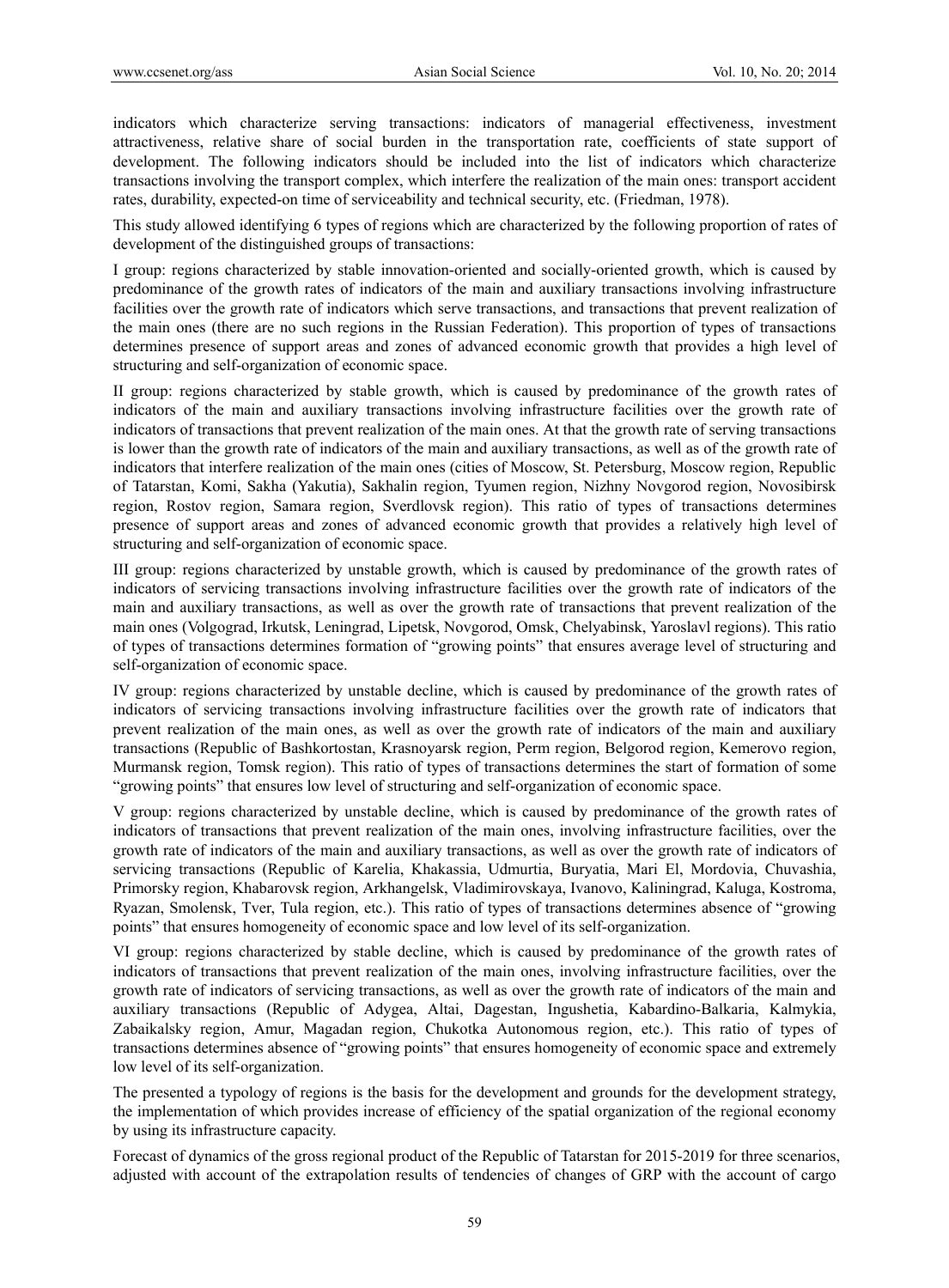indicators which characterize serving transactions: indicators of managerial effectiveness, investment attractiveness, relative share of social burden in the transportation rate, coefficients of state support of development. The following indicators should be included into the list of indicators which characterize transactions involving the transport complex, which interfere the realization of the main ones: transport accident rates, durability, expected-on time of serviceability and technical security, etc. (Friedman, 1978).

This study allowed identifying 6 types of regions which are characterized by the following proportion of rates of development of the distinguished groups of transactions:

I group: regions characterized by stable innovation-oriented and socially-oriented growth, which is caused by predominance of the growth rates of indicators of the main and auxiliary transactions involving infrastructure facilities over the growth rate of indicators which serve transactions, and transactions that prevent realization of the main ones (there are no such regions in the Russian Federation). This proportion of types of transactions determines presence of support areas and zones of advanced economic growth that provides a high level of structuring and self-organization of economic space.

II group: regions characterized by stable growth, which is caused by predominance of the growth rates of indicators of the main and auxiliary transactions involving infrastructure facilities over the growth rate of indicators of transactions that prevent realization of the main ones. At that the growth rate of serving transactions is lower than the growth rate of indicators of the main and auxiliary transactions, as well as of the growth rate of indicators that interfere realization of the main ones (cities of Moscow, St. Petersburg, Moscow region, Republic of Tatarstan, Komi, Sakha (Yakutia), Sakhalin region, Tyumen region, Nizhny Novgorod region, Novosibirsk region, Rostov region, Samara region, Sverdlovsk region). This ratio of types of transactions determines presence of support areas and zones of advanced economic growth that provides a relatively high level of structuring and self-organization of economic space.

III group: regions characterized by unstable growth, which is caused by predominance of the growth rates of indicators of servicing transactions involving infrastructure facilities over the growth rate of indicators of the main and auxiliary transactions, as well as over the growth rate of transactions that prevent realization of the main ones (Volgograd, Irkutsk, Leningrad, Lipetsk, Novgorod, Omsk, Chelyabinsk, Yaroslavl regions). This ratio of types of transactions determines formation of "growing points" that ensures average level of structuring and self-organization of economic space.

IV group: regions characterized by unstable decline, which is caused by predominance of the growth rates of indicators of servicing transactions involving infrastructure facilities over the growth rate of indicators that prevent realization of the main ones, as well as over the growth rate of indicators of the main and auxiliary transactions (Republic of Bashkortostan, Krasnoyarsk region, Perm region, Belgorod region, Kemerovo region, Murmansk region, Tomsk region). This ratio of types of transactions determines the start of formation of some "growing points" that ensures low level of structuring and self-organization of economic space.

V group: regions characterized by unstable decline, which is caused by predominance of the growth rates of indicators of transactions that prevent realization of the main ones, involving infrastructure facilities, over the growth rate of indicators of the main and auxiliary transactions, as well as over the growth rate of indicators of servicing transactions (Republic of Karelia, Khakassia, Udmurtia, Buryatia, Mari El, Mordovia, Chuvashia, Primorsky region, Khabarovsk region, Arkhangelsk, Vladimirovskaya, Ivanovo, Kaliningrad, Kaluga, Kostroma, Ryazan, Smolensk, Tver, Tula region, etc.). This ratio of types of transactions determines absence of "growing points" that ensures homogeneity of economic space and low level of its self-organization.

VI group: regions characterized by stable decline, which is caused by predominance of the growth rates of indicators of transactions that prevent realization of the main ones, involving infrastructure facilities, over the growth rate of indicators of servicing transactions, as well as over the growth rate of indicators of the main and auxiliary transactions (Republic of Adygea, Altai, Dagestan, Ingushetia, Kabardino-Balkaria, Kalmykia, Zabaikalsky region, Amur, Magadan region, Chukotka Autonomous region, etc.). This ratio of types of transactions determines absence of "growing points" that ensures homogeneity of economic space and extremely low level of its self-organization.

The presented a typology of regions is the basis for the development and grounds for the development strategy, the implementation of which provides increase of efficiency of the spatial organization of the regional economy by using its infrastructure capacity.

Forecast of dynamics of the gross regional product of the Republic of Tatarstan for 2015-2019 for three scenarios, adjusted with account of the extrapolation results of tendencies of changes of GRP with the account of cargo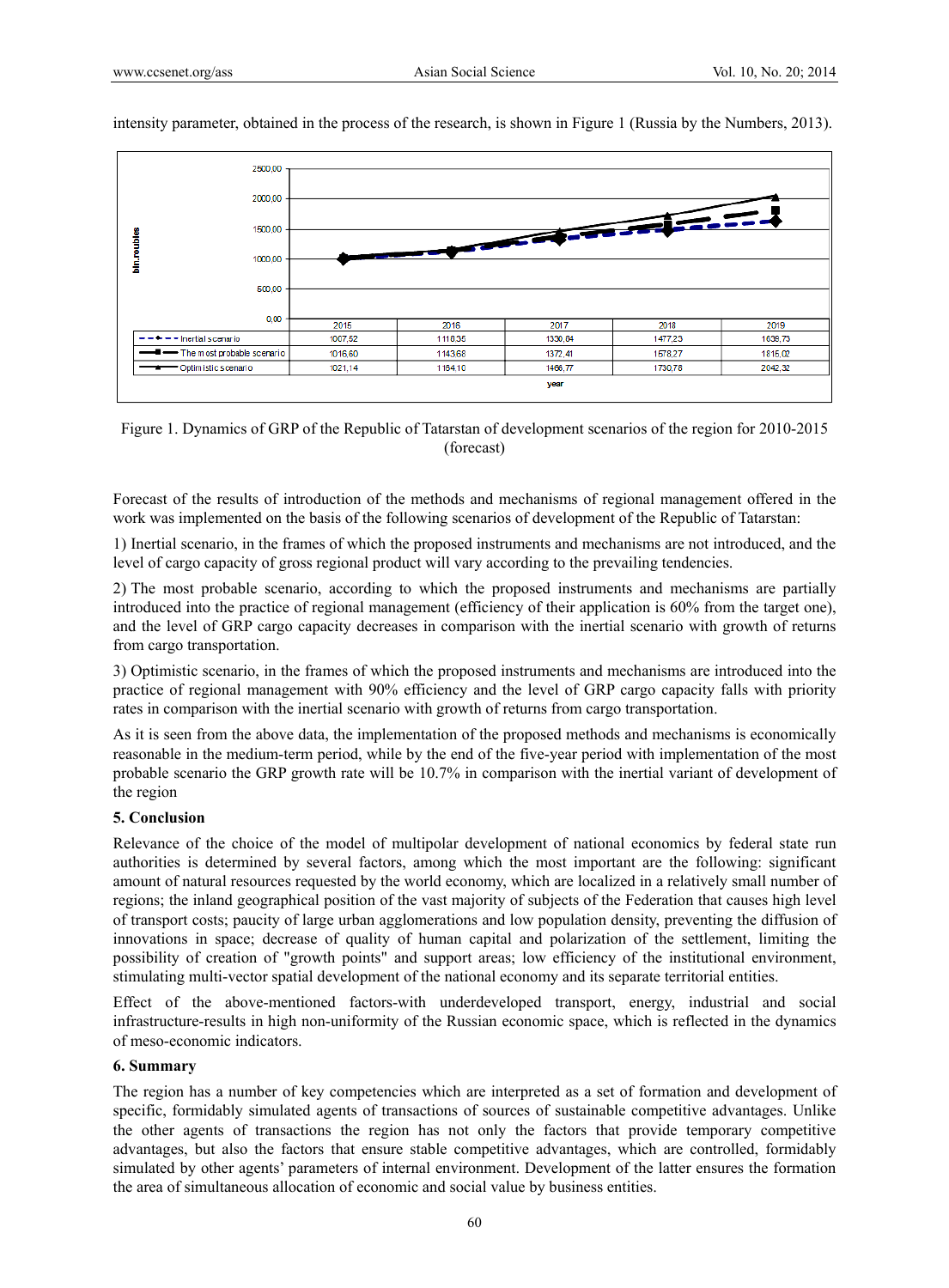intensity parameter, obtained in the process of the research, is shown in Figure 1 (Russia by the Numbers, 2013).

| | 2015 | 2016 | 2017 | 2018 | 2019 |
|---|---|---|---|---|---|
| Inertial scenario | 1007,52 | 1118,35 | 1330,64 | 1477,23 | 1639,73 |
| The most probable scenario | 1016,60 | 1143,68 | 1372,41 | 1578,27 | 1815,02 |
| Optimistic scenario | 1021,14 | 1164,10 | 1466,77 | 1730,78 | 2042,32 |

Figure 1. Dynamics of GRP of the Republic of Tatarstan of development scenarios of the region for 2010-2015 (forecast)

Forecast of the results of introduction of the methods and mechanisms of regional management offered in the work was implemented on the basis of the following scenarios of development of the Republic of Tatarstan:

1) Inertial scenario, in the frames of which the proposed instruments and mechanisms are not introduced, and the level of cargo capacity of gross regional product will vary according to the prevailing tendencies.

2) The most probable scenario, according to which the proposed instruments and mechanisms are partially introduced into the practice of regional management (efficiency of their application is 60% from the target one), and the level of GRP cargo capacity decreases in comparison with the inertial scenario with growth of returns from cargo transportation.

3) Optimistic scenario, in the frames of which the proposed instruments and mechanisms are introduced into the practice of regional management with 90% efficiency and the level of GRP cargo capacity falls with priority rates in comparison with the inertial scenario with growth of returns from cargo transportation.

As it is seen from the above data, the implementation of the proposed methods and mechanisms is economically reasonable in the medium-term period, while by the end of the five-year period with implementation of the most probable scenario the GRP growth rate will be 10.7% in comparison with the inertial variant of development of the region

## 5. Conclusion

Relevance of the choice of the model of multipolar development of national economics by federal state run authorities is determined by several factors, among which the most important are the following: significant amount of natural resources requested by the world economy, which are localized in a relatively small number of regions; the inland geographical position of the vast majority of subjects of the Federation that causes high level of transport costs; paucity of large urban agglomerations and low population density, preventing the diffusion of innovations in space; decrease of quality of human capital and polarization of the settlement, limiting the possibility of creation of "growth points" and support areas; low efficiency of the institutional environment, stimulating multi-vector spatial development of the national economy and its separate territorial entities.

Effect of the above-mentioned factors-with underdeveloped transport, energy, industrial and social infrastructure-results in high non-uniformity of the Russian economic space, which is reflected in the dynamics of meso-economic indicators.

## 6. Summary

The region has a number of key competencies which are interpreted as a set of formation and development of specific, formidably simulated agents of transactions of sources of sustainable competitive advantages. Unlike the other agents of transactions the region has not only the factors that provide temporary competitive advantages, but also the factors that ensure stable competitive advantages, which are controlled, formidably simulated by other agents' parameters of internal environment. Development of the latter ensures the formation the area of simultaneous allocation of economic and social value by business entities.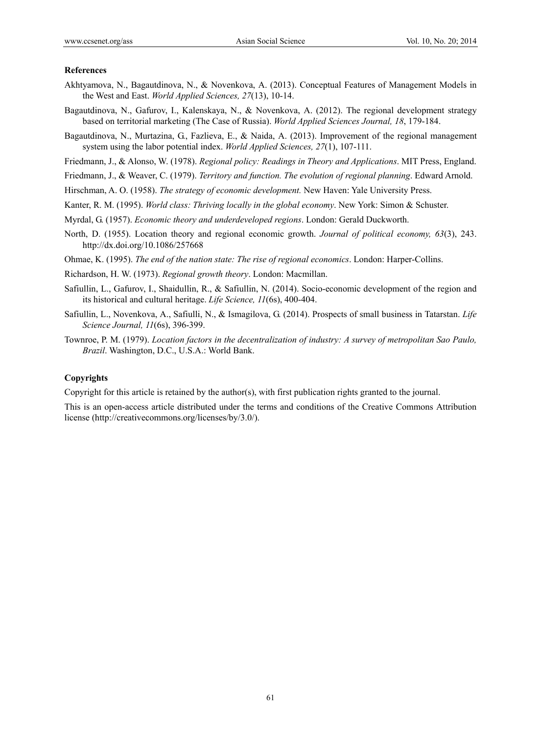## References

Akhtyamova, N., Bagautdinova, N., & Novenkova, A. (2013). Conceptual Features of Management Models in the West and East. *World Applied Sciences, 27*(13), 10-14.

Bagautdinova, N., Gafurov, I., Kalenskaya, N., & Novenkova, A. (2012). The regional development strategy based on territorial marketing (The Case of Russia). *World Applied Sciences Journal, 18*, 179-184.

Bagautdinova, N., Murtazina, G., Fazlieva, E., & Naida, A. (2013). Improvement of the regional management system using the labor potential index. *World Applied Sciences, 27*(1), 107-111.

Friedmann, J., & Alonso, W. (1978). *Regional policy: Readings in Theory and Applications*. MIT Press, England.

Friedmann, J., & Weaver, C. (1979). *Territory and function. The evolution of regional planning*. Edward Arnold.

Hirschman, A. O. (1958). *The strategy of economic development.* New Haven: Yale University Press.

Kanter, R. M. (1995). *World class: Thriving locally in the global economy*. New York: Simon & Schuster.

Myrdal, G. (1957). *Economic theory and underdeveloped regions*. London: Gerald Duckworth.

North, D. (1955). Location theory and regional economic growth. *Journal of political economy, 63*(3), 243. http://dx.doi.org/10.1086/257668

Ohmae, K. (1995). *The end of the nation state: The rise of regional economics*. London: Harper-Collins.

Richardson, H. W. (1973). *Regional growth theory*. London: Macmillan.

Safiullin, L., Gafurov, I., Shaidullin, R., & Safiullin, N. (2014). Socio-economic development of the region and its historical and cultural heritage. *Life Science, 11*(6s), 400-404.

Safiullin, L., Novenkova, A., Safiulli, N., & Ismagilova, G. (2014). Prospects of small business in Tatarstan. *Life Science Journal, 11*(6s), 396-399.

Townroe, P. M. (1979). *Location factors in the decentralization of industry: A survey of metropolitan Sao Paulo, Brazil*. Washington, D.C., U.S.A.: World Bank.

## Copyrights

Copyright for this article is retained by the author(s), with first publication rights granted to the journal.

This is an open-access article distributed under the terms and conditions of the Creative Commons Attribution license (http://creativecommons.org/licenses/by/3.0/).